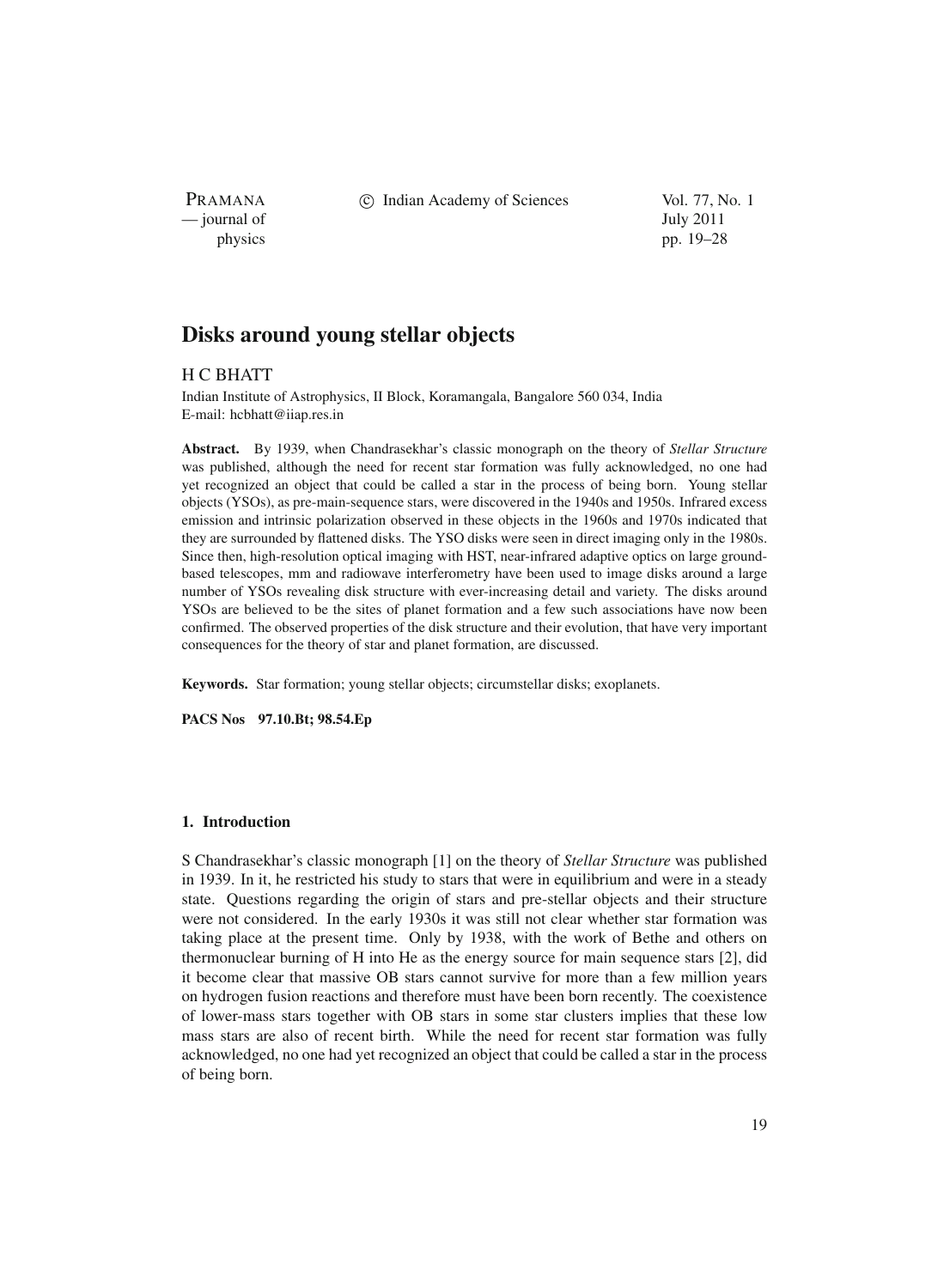# Disks around young stellar objects

H C BHATT

Indian Institute of Astrophysics, II Block, Koramangala, Bangalore 560 034, India
E-mail: hcbhatt@iiap.res.in

**Abstract.** By 1939, when Chandrasekhar's classic monograph on the theory of *Stellar Structure* was published, although the need for recent star formation was fully acknowledged, no one had yet recognized an object that could be called a star in the process of being born. Young stellar objects (YSOs), as pre-main-sequence stars, were discovered in the 1940s and 1950s. Infrared excess emission and intrinsic polarization observed in these objects in the 1960s and 1970s indicated that they are surrounded by flattened disks. The YSO disks were seen in direct imaging only in the 1980s. Since then, high-resolution optical imaging with HST, near-infrared adaptive optics on large ground-based telescopes, mm and radiowave interferometry have been used to image disks around a large number of YSOs revealing disk structure with ever-increasing detail and variety. The disks around YSOs are believed to be the sites of planet formation and a few such associations have now been confirmed. The observed properties of the disk structure and their evolution, that have very important consequences for the theory of star and planet formation, are discussed.

**Keywords.** Star formation; young stellar objects; circumstellar disks; exoplanets.

**PACS Nos 97.10.Bt; 98.54.Ep**

## 1. Introduction

S Chandrasekhar's classic monograph [1] on the theory of *Stellar Structure* was published in 1939. In it, he restricted his study to stars that were in equilibrium and were in a steady state. Questions regarding the origin of stars and pre-stellar objects and their structure were not considered. In the early 1930s it was still not clear whether star formation was taking place at the present time. Only by 1938, with the work of Bethe and others on thermonuclear burning of H into He as the energy source for main sequence stars [2], did it become clear that massive OB stars cannot survive for more than a few million years on hydrogen fusion reactions and therefore must have been born recently. The coexistence of lower-mass stars together with OB stars in some star clusters implies that these low mass stars are also of recent birth. While the need for recent star formation was fully acknowledged, no one had yet recognized an object that could be called a star in the process of being born.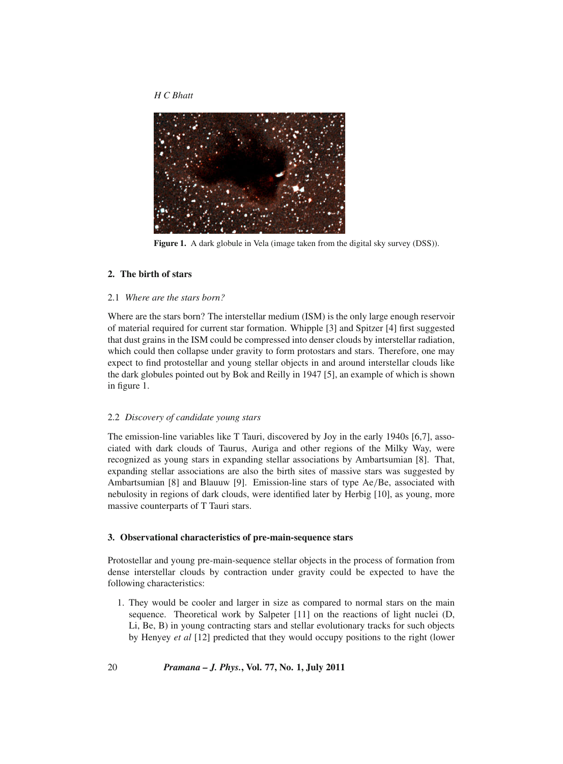Figure 1. A dark globule in Vela (image taken from the digital sky survey (DSS)).

## 2. The birth of stars

### 2.1 *Where are the stars born?*

Where are the stars born? The interstellar medium (ISM) is the only large enough reservoir of material required for current star formation. Whipple [3] and Spitzer [4] first suggested that dust grains in the ISM could be compressed into denser clouds by interstellar radiation, which could then collapse under gravity to form protostars and stars. Therefore, one may expect to find protostellar and young stellar objects in and around interstellar clouds like the dark globules pointed out by Bok and Reilly in 1947 [5], an example of which is shown in figure 1.

### 2.2 *Discovery of candidate young stars*

The emission-line variables like T Tauri, discovered by Joy in the early 1940s [6,7], associated with dark clouds of Taurus, Auriga and other regions of the Milky Way, were recognized as young stars in expanding stellar associations by Ambartsumian [8]. That, expanding stellar associations are also the birth sites of massive stars was suggested by Ambartsumian [8] and Blauuw [9]. Emission-line stars of type Ae/Be, associated with nebulosity in regions of dark clouds, were identified later by Herbig [10], as young, more massive counterparts of T Tauri stars.

## 3. Observational characteristics of pre-main-sequence stars

Protostellar and young pre-main-sequence stellar objects in the process of formation from dense interstellar clouds by contraction under gravity could be expected to have the following characteristics:

1. They would be cooler and larger in size as compared to normal stars on the main sequence. Theoretical work by Salpeter [11] on the reactions of light nuclei (D, Li, Be, B) in young contracting stars and stellar evolutionary tracks for such objects by Henyey *et al* [12] predicted that they would occupy positions to the right (lower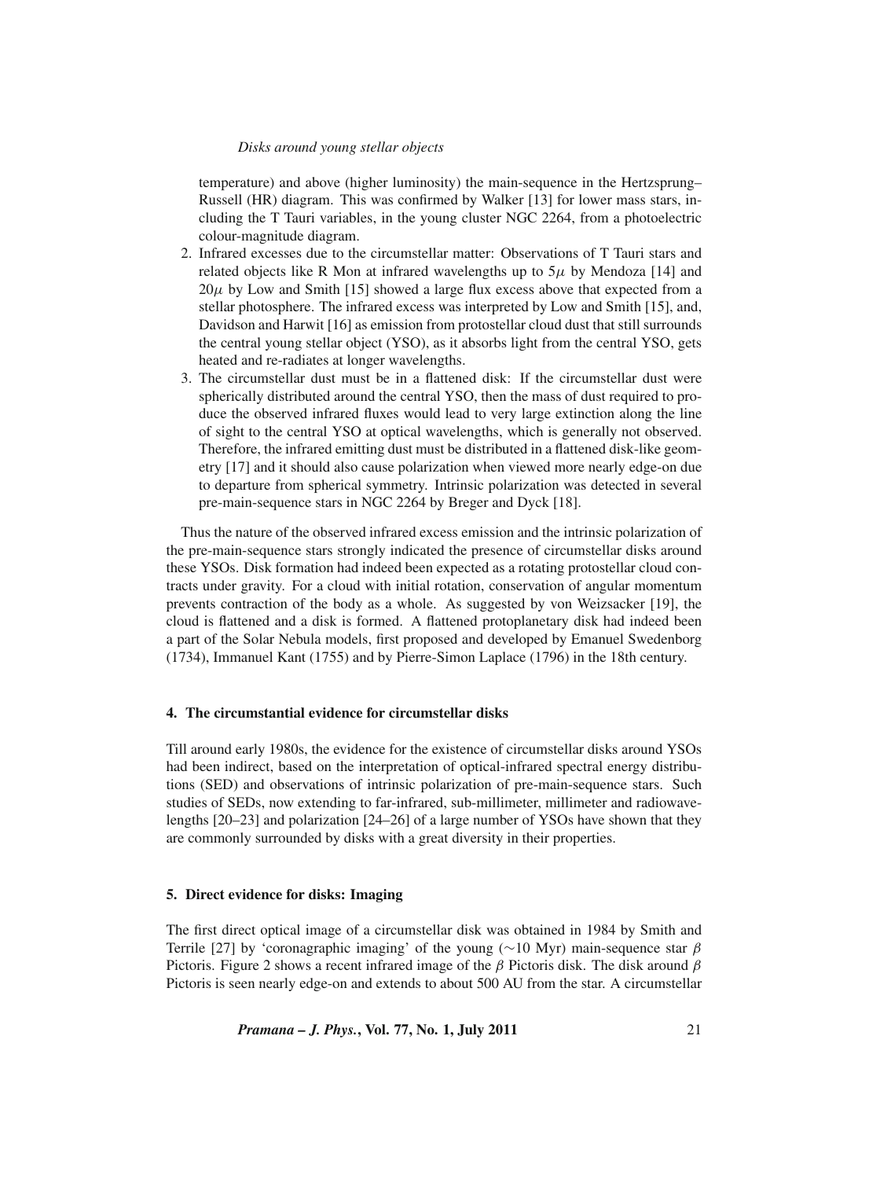temperature) and above (higher luminosity) the main-sequence in the Hertzsprung–Russell (HR) diagram. This was confirmed by Walker [13] for lower mass stars, including the T Tauri variables, in the young cluster NGC 2264, from a photoelectric colour-magnitude diagram.

2. Infrared excesses due to the circumstellar matter: Observations of T Tauri stars and related objects like R Mon at infrared wavelengths up to $5\mu$ by Mendoza [14] and $20\mu$ by Low and Smith [15] showed a large flux excess above that expected from a stellar photosphere. The infrared excess was interpreted by Low and Smith [15], and, Davidson and Harwit [16] as emission from protostellar cloud dust that still surrounds the central young stellar object (YSO), as it absorbs light from the central YSO, gets heated and re-radiates at longer wavelengths.
3. The circumstellar dust must be in a flattened disk: If the circumstellar dust were spherically distributed around the central YSO, then the mass of dust required to produce the observed infrared fluxes would lead to very large extinction along the line of sight to the central YSO at optical wavelengths, which is generally not observed. Therefore, the infrared emitting dust must be distributed in a flattened disk-like geometry [17] and it should also cause polarization when viewed more nearly edge-on due to departure from spherical symmetry. Intrinsic polarization was detected in several pre-main-sequence stars in NGC 2264 by Breger and Dyck [18].

Thus the nature of the observed infrared excess emission and the intrinsic polarization of the pre-main-sequence stars strongly indicated the presence of circumstellar disks around these YSOs. Disk formation had indeed been expected as a rotating protostellar cloud contracts under gravity. For a cloud with initial rotation, conservation of angular momentum prevents contraction of the body as a whole. As suggested by von Weizsacker [19], the cloud is flattened and a disk is formed. A flattened protoplanetary disk had indeed been a part of the Solar Nebula models, first proposed and developed by Emanuel Swedenborg (1734), Immanuel Kant (1755) and by Pierre-Simon Laplace (1796) in the 18th century.

## 4. The circumstantial evidence for circumstellar disks

Till around early 1980s, the evidence for the existence of circumstellar disks around YSOs had been indirect, based on the interpretation of optical-infrared spectral energy distributions (SED) and observations of intrinsic polarization of pre-main-sequence stars. Such studies of SEDs, now extending to far-infrared, sub-millimeter, millimeter and radiowavelengths [20–23] and polarization [24–26] of a large number of YSOs have shown that they are commonly surrounded by disks with a great diversity in their properties.

## 5. Direct evidence for disks: Imaging

The first direct optical image of a circumstellar disk was obtained in 1984 by Smith and Terrile [27] by 'coronagraphic imaging' of the young ($\sim$10 Myr) main-sequence star $\beta$ Pictoris. Figure 2 shows a recent infrared image of the $\beta$ Pictoris disk. The disk around $\beta$ Pictoris is seen nearly edge-on and extends to about 500 AU from the star. A circumstellar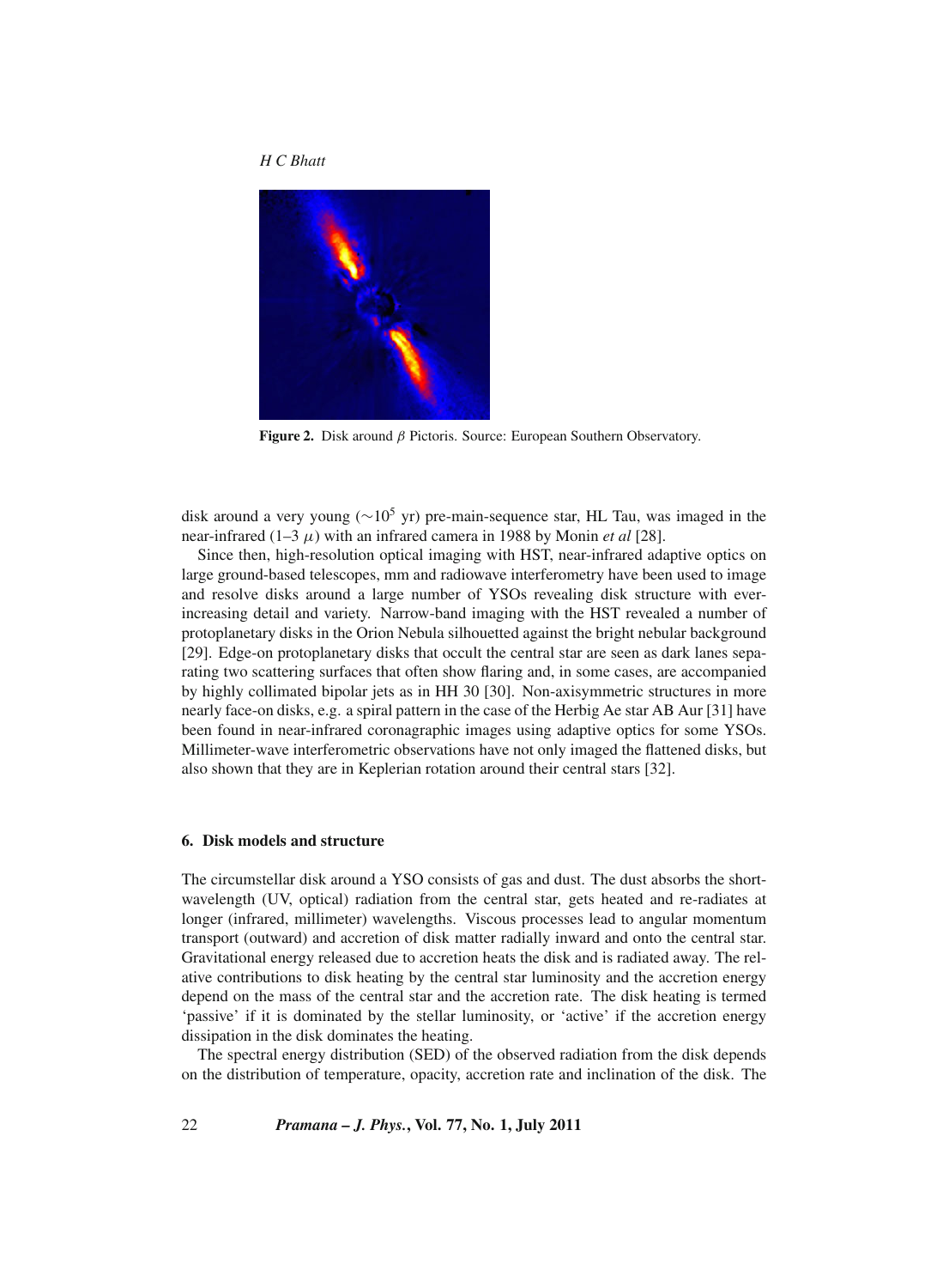**Figure 2.** Disk around $\beta$ Pictoris. Source: European Southern Observatory.

disk around a very young ($\sim 10^5$ yr) pre-main-sequence star, HL Tau, was imaged in the near-infrared (1–3 $\mu$) with an infrared camera in 1988 by Monin *et al* [28].

Since then, high-resolution optical imaging with HST, near-infrared adaptive optics on large ground-based telescopes, mm and radiowave interferometry have been used to image and resolve disks around a large number of YSOs revealing disk structure with ever-increasing detail and variety. Narrow-band imaging with the HST revealed a number of protoplanetary disks in the Orion Nebula silhouetted against the bright nebular background [29]. Edge-on protoplanetary disks that occult the central star are seen as dark lanes separating two scattering surfaces that often show flaring and, in some cases, are accompanied by highly collimated bipolar jets as in HH 30 [30]. Non-axisymmetric structures in more nearly face-on disks, e.g. a spiral pattern in the case of the Herbig Ae star AB Aur [31] have been found in near-infrared coronagraphic images using adaptive optics for some YSOs. Millimeter-wave interferometric observations have not only imaged the flattened disks, but also shown that they are in Keplerian rotation around their central stars [32].

## 6. Disk models and structure

The circumstellar disk around a YSO consists of gas and dust. The dust absorbs the short-wavelength (UV, optical) radiation from the central star, gets heated and re-radiates at longer (infrared, millimeter) wavelengths. Viscous processes lead to angular momentum transport (outward) and accretion of disk matter radially inward and onto the central star. Gravitational energy released due to accretion heats the disk and is radiated away. The relative contributions to disk heating by the central star luminosity and the accretion energy depend on the mass of the central star and the accretion rate. The disk heating is termed 'passive' if it is dominated by the stellar luminosity, or 'active' if the accretion energy dissipation in the disk dominates the heating.

The spectral energy distribution (SED) of the observed radiation from the disk depends on the distribution of temperature, opacity, accretion rate and inclination of the disk. The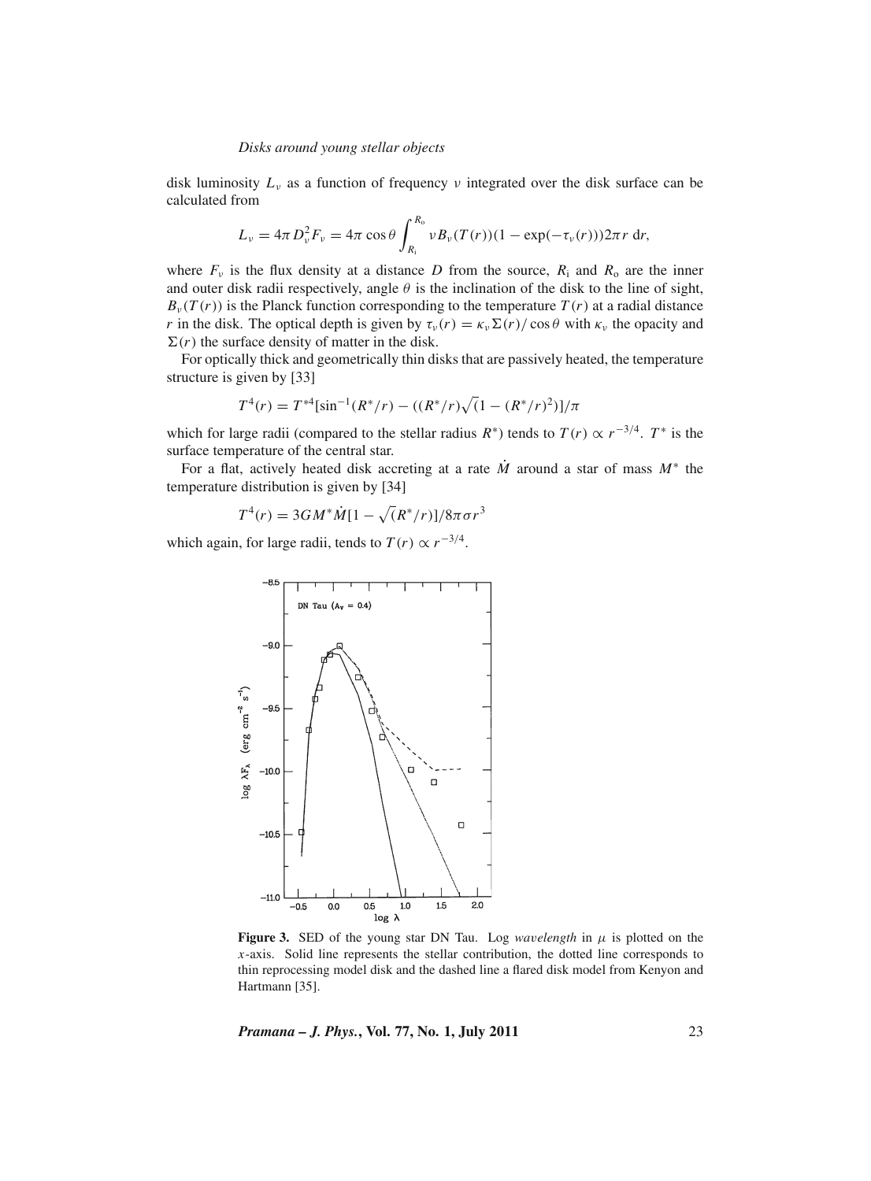disk luminosity $L_\nu$ as a function of frequency $\nu$ integrated over the disk surface can be calculated from

$$L_\nu = 4\pi D_\nu^2 F_\nu = 4\pi \cos\theta \int_{R_\mathrm{i}}^{R_\mathrm{o}} \nu B_\nu(T(r))(1 - \exp(-\tau_\nu(r)))2\pi r \,\mathrm{d}r,$$

where $F_\nu$ is the flux density at a distance $D$ from the source, $R_\mathrm{i}$ and $R_\mathrm{o}$ are the inner and outer disk radii respectively, angle $\theta$ is the inclination of the disk to the line of sight, $B_\nu(T(r))$ is the Planck function corresponding to the temperature $T(r)$ at a radial distance $r$ in the disk. The optical depth is given by $\tau_\nu(r) = \kappa_\nu \Sigma(r)/\cos\theta$ with $\kappa_\nu$ the opacity and $\Sigma(r)$ the surface density of matter in the disk.

For optically thick and geometrically thin disks that are passively heated, the temperature structure is given by [33]

$$T^4(r) = T^{*4}[\sin^{-1}(R^*/r) - ((R^*/r)\sqrt{(}1 - (R^*/r)^2)]/\pi$$

which for large radii (compared to the stellar radius $R^*$) tends to $T(r) \propto r^{-3/4}$. $T^*$ is the surface temperature of the central star.

For a flat, actively heated disk accreting at a rate $\dot{M}$ around a star of mass $M^*$ the temperature distribution is given by [34]

$$T^4(r) = 3GM^*\dot{M}[1 - \sqrt{(}R^*/r)]/8\pi\sigma r^3$$

which again, for large radii, tends to $T(r) \propto r^{-3/4}$.

**Figure 3.** SED of the young star DN Tau. Log *wavelength* in $\mu$ is plotted on the $x$-axis. Solid line represents the stellar contribution, the dotted line corresponds to thin reprocessing model disk and the dashed line a flared disk model from Kenyon and Hartmann [35].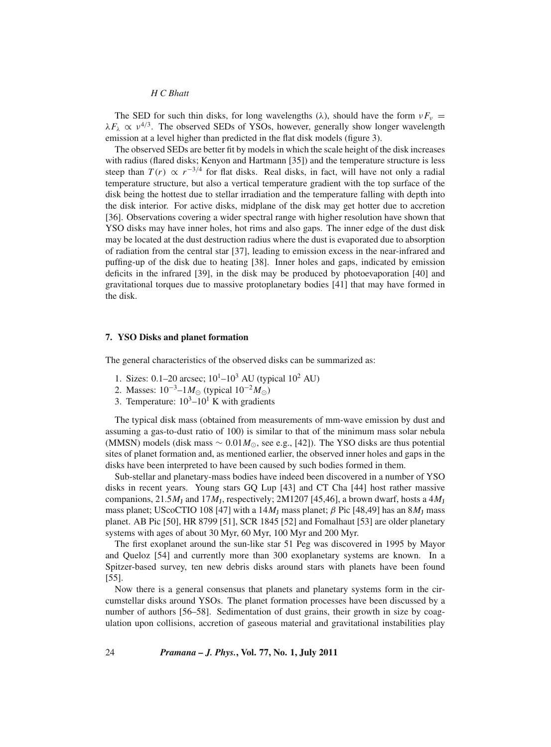The SED for such thin disks, for long wavelengths ($\lambda$), should have the form $\nu F_\nu = \lambda F_\lambda \propto \nu^{4/3}$. The observed SEDs of YSOs, however, generally show longer wavelength emission at a level higher than predicted in the flat disk models (figure 3).

The observed SEDs are better fit by models in which the scale height of the disk increases with radius (flared disks; Kenyon and Hartmann [35]) and the temperature structure is less steep than $T(r) \propto r^{-3/4}$ for flat disks. Real disks, in fact, will have not only a radial temperature structure, but also a vertical temperature gradient with the top surface of the disk being the hottest due to stellar irradiation and the temperature falling with depth into the disk interior. For active disks, midplane of the disk may get hotter due to accretion [36]. Observations covering a wider spectral range with higher resolution have shown that YSO disks may have inner holes, hot rims and also gaps. The inner edge of the dust disk may be located at the dust destruction radius where the dust is evaporated due to absorption of radiation from the central star [37], leading to emission excess in the near-infrared and puffing-up of the disk due to heating [38]. Inner holes and gaps, indicated by emission deficits in the infrared [39], in the disk may be produced by photoevaporation [40] and gravitational torques due to massive protoplanetary bodies [41] that may have formed in the disk.

## 7. YSO Disks and planet formation

The general characteristics of the observed disks can be summarized as:

1. Sizes: 0.1–20 arcsec; $10^1$–$10^3$ AU (typical $10^2$ AU)
2. Masses: $10^{-3}$–$1 M_\odot$ (typical $10^{-2} M_\odot$)
3. Temperature: $10^3$–$10^1$ K with gradients

The typical disk mass (obtained from measurements of mm-wave emission by dust and assuming a gas-to-dust ratio of 100) is similar to that of the minimum mass solar nebula (MMSN) models (disk mass $\sim 0.01 M_\odot$, see e.g., [42]). The YSO disks are thus potential sites of planet formation and, as mentioned earlier, the observed inner holes and gaps in the disks have been interpreted to have been caused by such bodies formed in them.

Sub-stellar and planetary-mass bodies have indeed been discovered in a number of YSO disks in recent years. Young stars GQ Lup [43] and CT Cha [44] host rather massive companions, $21.5 M_\mathrm{J}$ and $17 M_\mathrm{J}$, respectively; 2M1207 [45,46], a brown dwarf, hosts a $4 M_\mathrm{J}$ mass planet; UScoCTIO 108 [47] with a $14 M_\mathrm{J}$ mass planet; $\beta$ Pic [48,49] has an $8 M_\mathrm{J}$ mass planet. AB Pic [50], HR 8799 [51], SCR 1845 [52] and Fomalhaut [53] are older planetary systems with ages of about 30 Myr, 60 Myr, 100 Myr and 200 Myr.

The first exoplanet around the sun-like star 51 Peg was discovered in 1995 by Mayor and Queloz [54] and currently more than 300 exoplanetary systems are known. In a Spitzer-based survey, ten new debris disks around stars with planets have been found [55].

Now there is a general consensus that planets and planetary systems form in the circumstellar disks around YSOs. The planet formation processes have been discussed by a number of authors [56–58]. Sedimentation of dust grains, their growth in size by coagulation upon collisions, accretion of gaseous material and gravitational instabilities play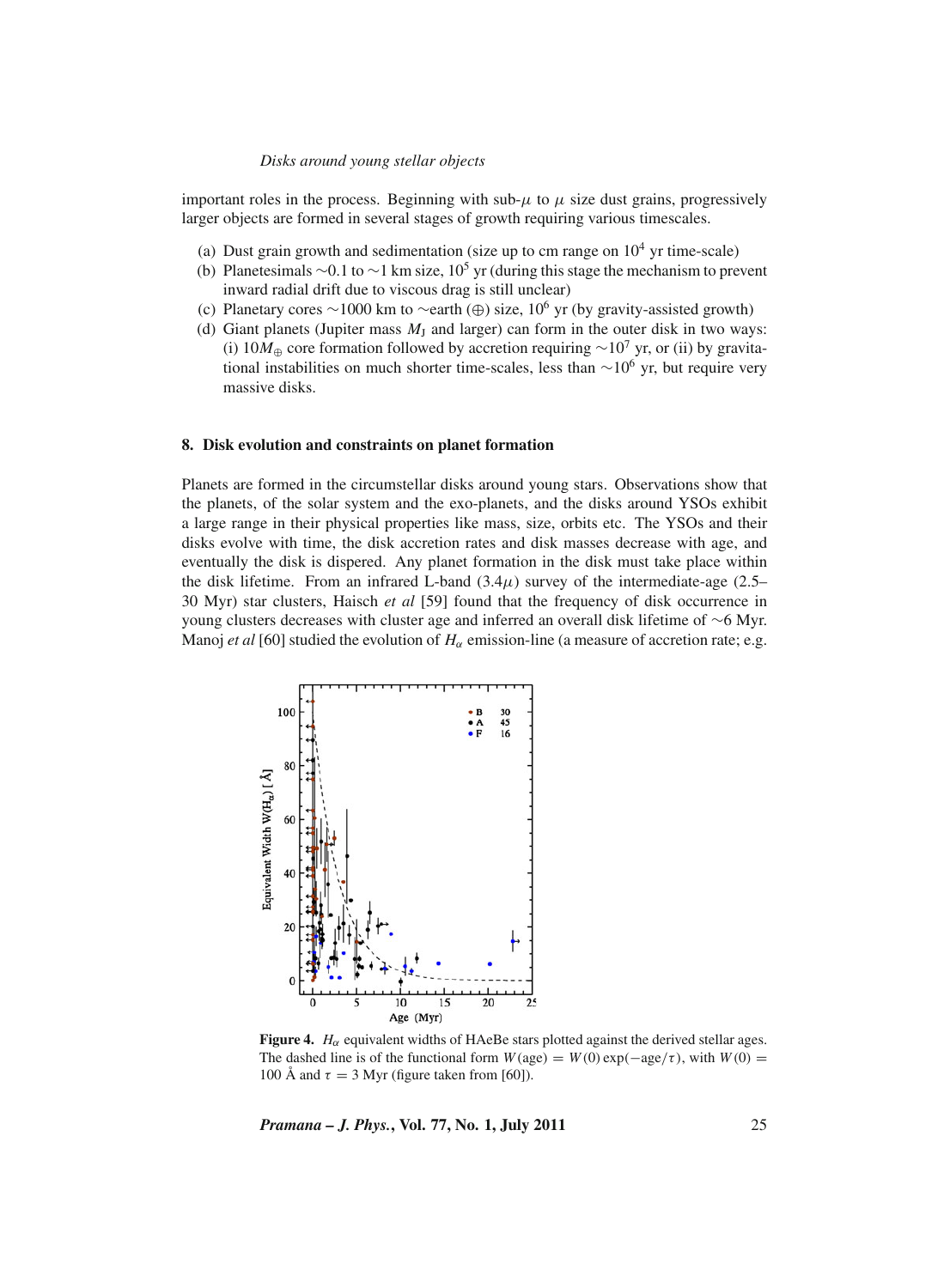important roles in the process. Beginning with sub-$\mu$ to $\mu$ size dust grains, progressively larger objects are formed in several stages of growth requiring various timescales.

(a) Dust grain growth and sedimentation (size up to cm range on $10^4$ yr time-scale)
(b) Planetesimals ∼0.1 to ∼1 km size, $10^5$ yr (during this stage the mechanism to prevent inward radial drift due to viscous drag is still unclear)
(c) Planetary cores ∼1000 km to ∼earth (⊕) size, $10^6$ yr (by gravity-assisted growth)
(d) Giant planets (Jupiter mass $M_J$ and larger) can form in the outer disk in two ways: (i) $10 M_{\oplus}$ core formation followed by accretion requiring $\sim 10^7$ yr, or (ii) by gravitational instabilities on much shorter time-scales, less than $\sim 10^6$ yr, but require very massive disks.

## 8. Disk evolution and constraints on planet formation

Planets are formed in the circumstellar disks around young stars. Observations show that the planets, of the solar system and the exo-planets, and the disks around YSOs exhibit a large range in their physical properties like mass, size, orbits etc. The YSOs and their disks evolve with time, the disk accretion rates and disk masses decrease with age, and eventually the disk is dispered. Any planet formation in the disk must take place within the disk lifetime. From an infrared L-band ($3.4\mu$) survey of the intermediate-age (2.5–30 Myr) star clusters, Haisch *et al* [59] found that the frequency of disk occurrence in young clusters decreases with cluster age and inferred an overall disk lifetime of ∼6 Myr. Manoj *et al* [60] studied the evolution of $H_\alpha$ emission-line (a measure of accretion rate; e.g.

**Figure 4.** $H_\alpha$ equivalent widths of HAeBe stars plotted against the derived stellar ages. The dashed line is of the functional form $W(\text{age}) = W(0)\exp(-\text{age}/\tau)$, with $W(0) = 100$ Å and $\tau = 3$ Myr (figure taken from [60]).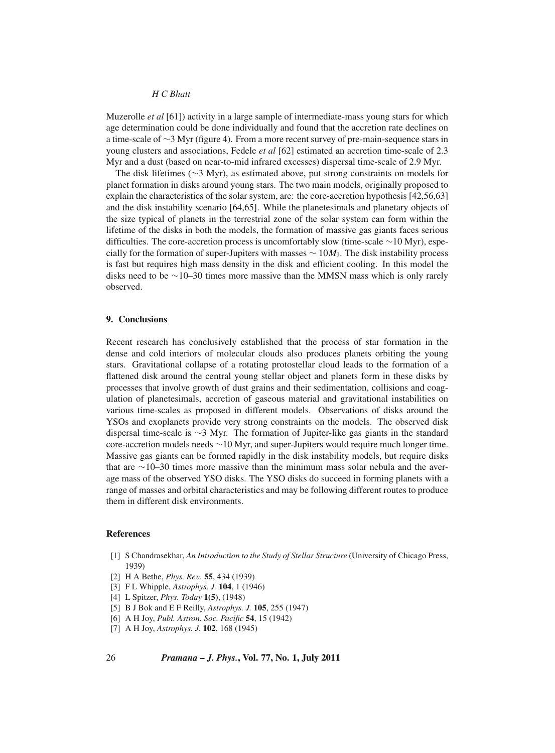Muzerolle *et al* [61]) activity in a large sample of intermediate-mass young stars for which age determination could be done individually and found that the accretion rate declines on a time-scale of ∼3 Myr (figure 4). From a more recent survey of pre-main-sequence stars in young clusters and associations, Fedele *et al* [62] estimated an accretion time-scale of 2.3 Myr and a dust (based on near-to-mid infrared excesses) dispersal time-scale of 2.9 Myr.

The disk lifetimes (∼3 Myr), as estimated above, put strong constraints on models for planet formation in disks around young stars. The two main models, originally proposed to explain the characteristics of the solar system, are: the core-accretion hypothesis [42,56,63] and the disk instability scenario [64,65]. While the planetesimals and planetary objects of the size typical of planets in the terrestrial zone of the solar system can form within the lifetime of the disks in both the models, the formation of massive gas giants faces serious difficulties. The core-accretion process is uncomfortably slow (time-scale ∼10 Myr), especially for the formation of super-Jupiters with masses $\sim 10M_J$. The disk instability process is fast but requires high mass density in the disk and efficient cooling. In this model the disks need to be ∼10–30 times more massive than the MMSN mass which is only rarely observed.

## 9. Conclusions

Recent research has conclusively established that the process of star formation in the dense and cold interiors of molecular clouds also produces planets orbiting the young stars. Gravitational collapse of a rotating protostellar cloud leads to the formation of a flattened disk around the central young stellar object and planets form in these disks by processes that involve growth of dust grains and their sedimentation, collisions and coagulation of planetesimals, accretion of gaseous material and gravitational instabilities on various time-scales as proposed in different models. Observations of disks around the YSOs and exoplanets provide very strong constraints on the models. The observed disk dispersal time-scale is ∼3 Myr. The formation of Jupiter-like gas giants in the standard core-accretion models needs ∼10 Myr, and super-Jupiters would require much longer time. Massive gas giants can be formed rapidly in the disk instability models, but require disks that are ∼10–30 times more massive than the minimum mass solar nebula and the average mass of the observed YSO disks. The YSO disks do succeed in forming planets with a range of masses and orbital characteristics and may be following different routes to produce them in different disk environments.

## References

[1] S Chandrasekhar, *An Introduction to the Study of Stellar Structure* (University of Chicago Press, 1939)

[2] H A Bethe, *Phys. Rev.* **55**, 434 (1939)

[3] F L Whipple, *Astrophys. J.* **104**, 1 (1946)

[4] L Spitzer, *Phys. Today* **1(5)**, (1948)

[5] B J Bok and E F Reilly, *Astrophys. J.* **105**, 255 (1947)

[6] A H Joy, *Publ. Astron. Soc. Pacific* **54**, 15 (1942)

[7] A H Joy, *Astrophys. J.* **102**, 168 (1945)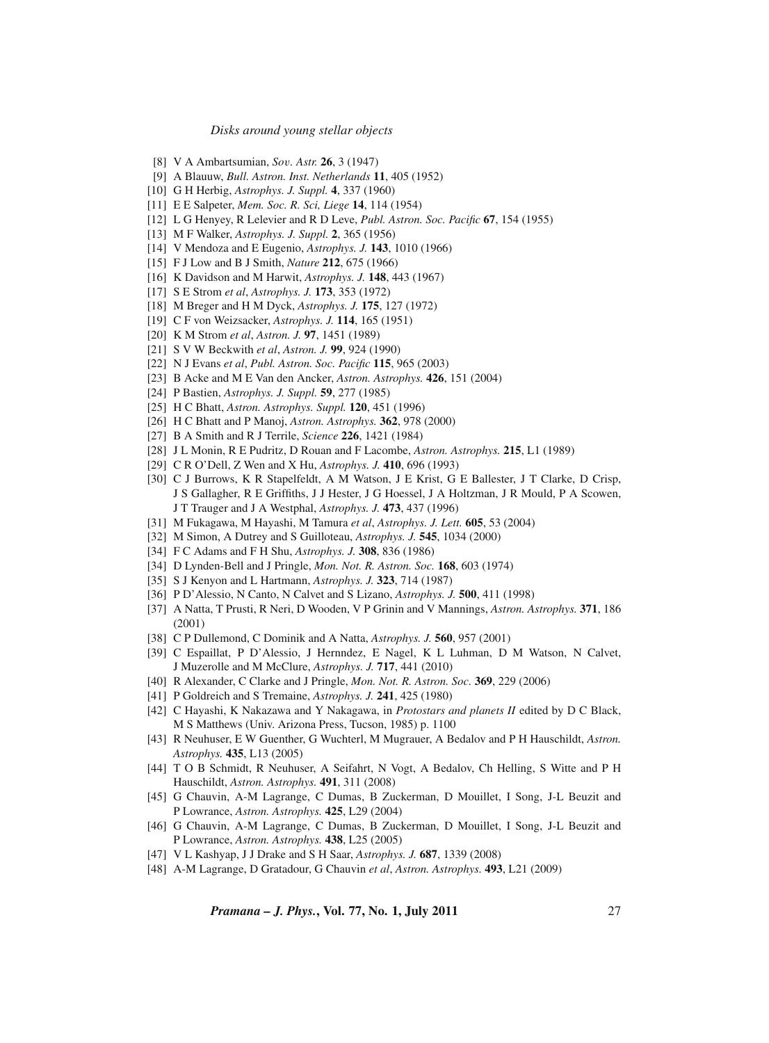[8] V A Ambartsumian, *Sov. Astr.* **26**, 3 (1947)

[9] A Blauuw, *Bull. Astron. Inst. Netherlands* **11**, 405 (1952)

[10] G H Herbig, *Astrophys. J. Suppl.* **4**, 337 (1960)

[11] E E Salpeter, *Mem. Soc. R. Sci, Liege* **14**, 114 (1954)

[12] L G Henyey, R Lelevier and R D Leve, *Publ. Astron. Soc. Pacific* **67**, 154 (1955)

[13] M F Walker, *Astrophys. J. Suppl.* **2**, 365 (1956)

[14] V Mendoza and E Eugenio, *Astrophys. J.* **143**, 1010 (1966)

[15] F J Low and B J Smith, *Nature* **212**, 675 (1966)

[16] K Davidson and M Harwit, *Astrophys. J.* **148**, 443 (1967)

[17] S E Strom *et al*, *Astrophys. J.* **173**, 353 (1972)

[18] M Breger and H M Dyck, *Astrophys. J.* **175**, 127 (1972)

[19] C F von Weizsacker, *Astrophys. J.* **114**, 165 (1951)

[20] K M Strom *et al*, *Astron. J.* **97**, 1451 (1989)

[21] S V W Beckwith *et al*, *Astron. J.* **99**, 924 (1990)

[22] N J Evans *et al*, *Publ. Astron. Soc. Pacific* **115**, 965 (2003)

[23] B Acke and M E Van den Ancker, *Astron. Astrophys.* **426**, 151 (2004)

[24] P Bastien, *Astrophys. J. Suppl.* **59**, 277 (1985)

[25] H C Bhatt, *Astron. Astrophys. Suppl.* **120**, 451 (1996)

[26] H C Bhatt and P Manoj, *Astron. Astrophys.* **362**, 978 (2000)

[27] B A Smith and R J Terrile, *Science* **226**, 1421 (1984)

[28] J L Monin, R E Pudritz, D Rouan and F Lacombe, *Astron. Astrophys.* **215**, L1 (1989)

[29] C R O'Dell, Z Wen and X Hu, *Astrophys. J.* **410**, 696 (1993)

[30] C J Burrows, K R Stapelfeldt, A M Watson, J E Krist, G E Ballester, J T Clarke, D Crisp, J S Gallagher, R E Griffiths, J J Hester, J G Hoessel, J A Holtzman, J R Mould, P A Scowen, J T Trauger and J A Westphal, *Astrophys. J.* **473**, 437 (1996)

[31] M Fukagawa, M Hayashi, M Tamura *et al*, *Astrophys. J. Lett.* **605**, 53 (2004)

[32] M Simon, A Dutrey and S Guilloteau, *Astrophys. J.* **545**, 1034 (2000)

[34] F C Adams and F H Shu, *Astrophys. J.* **308**, 836 (1986)

[34] D Lynden-Bell and J Pringle, *Mon. Not. R. Astron. Soc.* **168**, 603 (1974)

[35] S J Kenyon and L Hartmann, *Astrophys. J.* **323**, 714 (1987)

[36] P D'Alessio, N Canto, N Calvet and S Lizano, *Astrophys. J.* **500**, 411 (1998)

[37] A Natta, T Prusti, R Neri, D Wooden, V P Grinin and V Mannings, *Astron. Astrophys.* **371**, 186 (2001)

[38] C P Dullemond, C Dominik and A Natta, *Astrophys. J.* **560**, 957 (2001)

[39] C Espaillat, P D'Alessio, J Hernndez, E Nagel, K L Luhman, D M Watson, N Calvet, J Muzerolle and M McClure, *Astrophys. J.* **717**, 441 (2010)

[40] R Alexander, C Clarke and J Pringle, *Mon. Not. R. Astron. Soc.* **369**, 229 (2006)

[41] P Goldreich and S Tremaine, *Astrophys. J.* **241**, 425 (1980)

[42] C Hayashi, K Nakazawa and Y Nakagawa, in *Protostars and planets II* edited by D C Black, M S Matthews (Univ. Arizona Press, Tucson, 1985) p. 1100

[43] R Neuhuser, E W Guenther, G Wuchterl, M Mugrauer, A Bedalov and P H Hauschildt, *Astron. Astrophys.* **435**, L13 (2005)

[44] T O B Schmidt, R Neuhuser, A Seifahrt, N Vogt, A Bedalov, Ch Helling, S Witte and P H Hauschildt, *Astron. Astrophys.* **491**, 311 (2008)

[45] G Chauvin, A-M Lagrange, C Dumas, B Zuckerman, D Mouillet, I Song, J-L Beuzit and P Lowrance, *Astron. Astrophys.* **425**, L29 (2004)

[46] G Chauvin, A-M Lagrange, C Dumas, B Zuckerman, D Mouillet, I Song, J-L Beuzit and P Lowrance, *Astron. Astrophys.* **438**, L25 (2005)

[47] V L Kashyap, J J Drake and S H Saar, *Astrophys. J.* **687**, 1339 (2008)

[48] A-M Lagrange, D Gratadour, G Chauvin *et al*, *Astron. Astrophys.* **493**, L21 (2009)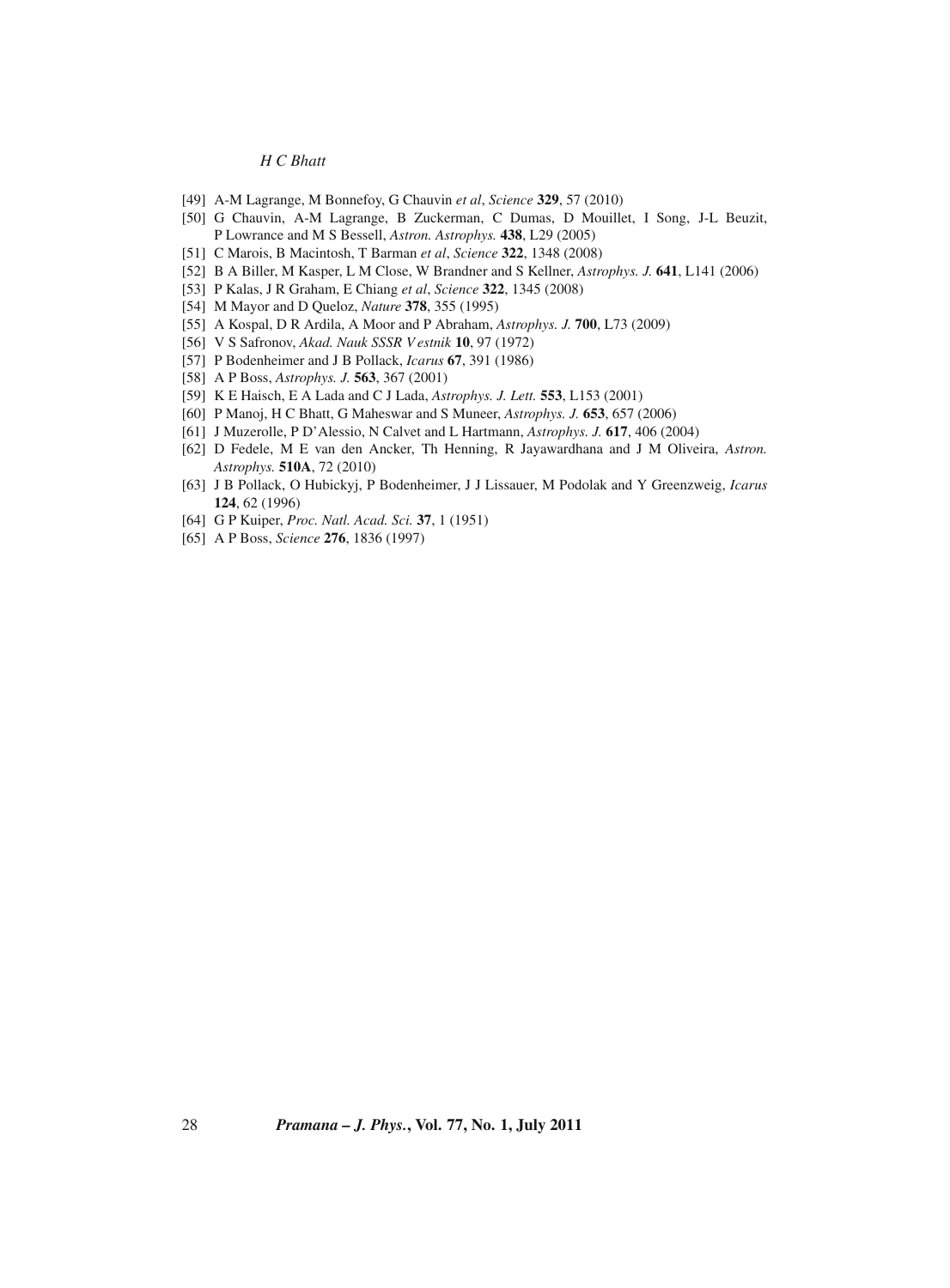[49] A-M Lagrange, M Bonnefoy, G Chauvin *et al*, *Science* **329**, 57 (2010)

[50] G Chauvin, A-M Lagrange, B Zuckerman, C Dumas, D Mouillet, I Song, J-L Beuzit, P Lowrance and M S Bessell, *Astron. Astrophys.* **438**, L29 (2005)

[51] C Marois, B Macintosh, T Barman *et al*, *Science* **322**, 1348 (2008)

[52] B A Biller, M Kasper, L M Close, W Brandner and S Kellner, *Astrophys. J.* **641**, L141 (2006)

[53] P Kalas, J R Graham, E Chiang *et al*, *Science* **322**, 1345 (2008)

[54] M Mayor and D Queloz, *Nature* **378**, 355 (1995)

[55] A Kospal, D R Ardila, A Moor and P Abraham, *Astrophys. J.* **700**, L73 (2009)

[56] V S Safronov, *Akad. Nauk SSSR V estnik* **10**, 97 (1972)

[57] P Bodenheimer and J B Pollack, *Icarus* **67**, 391 (1986)

[58] A P Boss, *Astrophys. J.* **563**, 367 (2001)

[59] K E Haisch, E A Lada and C J Lada, *Astrophys. J. Lett.* **553**, L153 (2001)

[60] P Manoj, H C Bhatt, G Maheswar and S Muneer, *Astrophys. J.* **653**, 657 (2006)

[61] J Muzerolle, P D'Alessio, N Calvet and L Hartmann, *Astrophys. J.* **617**, 406 (2004)

[62] D Fedele, M E van den Ancker, Th Henning, R Jayawardhana and J M Oliveira, *Astron. Astrophys.* **510A**, 72 (2010)

[63] J B Pollack, O Hubickyj, P Bodenheimer, J J Lissauer, M Podolak and Y Greenzweig, *Icarus* **124**, 62 (1996)

[64] G P Kuiper, *Proc. Natl. Acad. Sci.* **37**, 1 (1951)

[65] A P Boss, *Science* **276**, 1836 (1997)